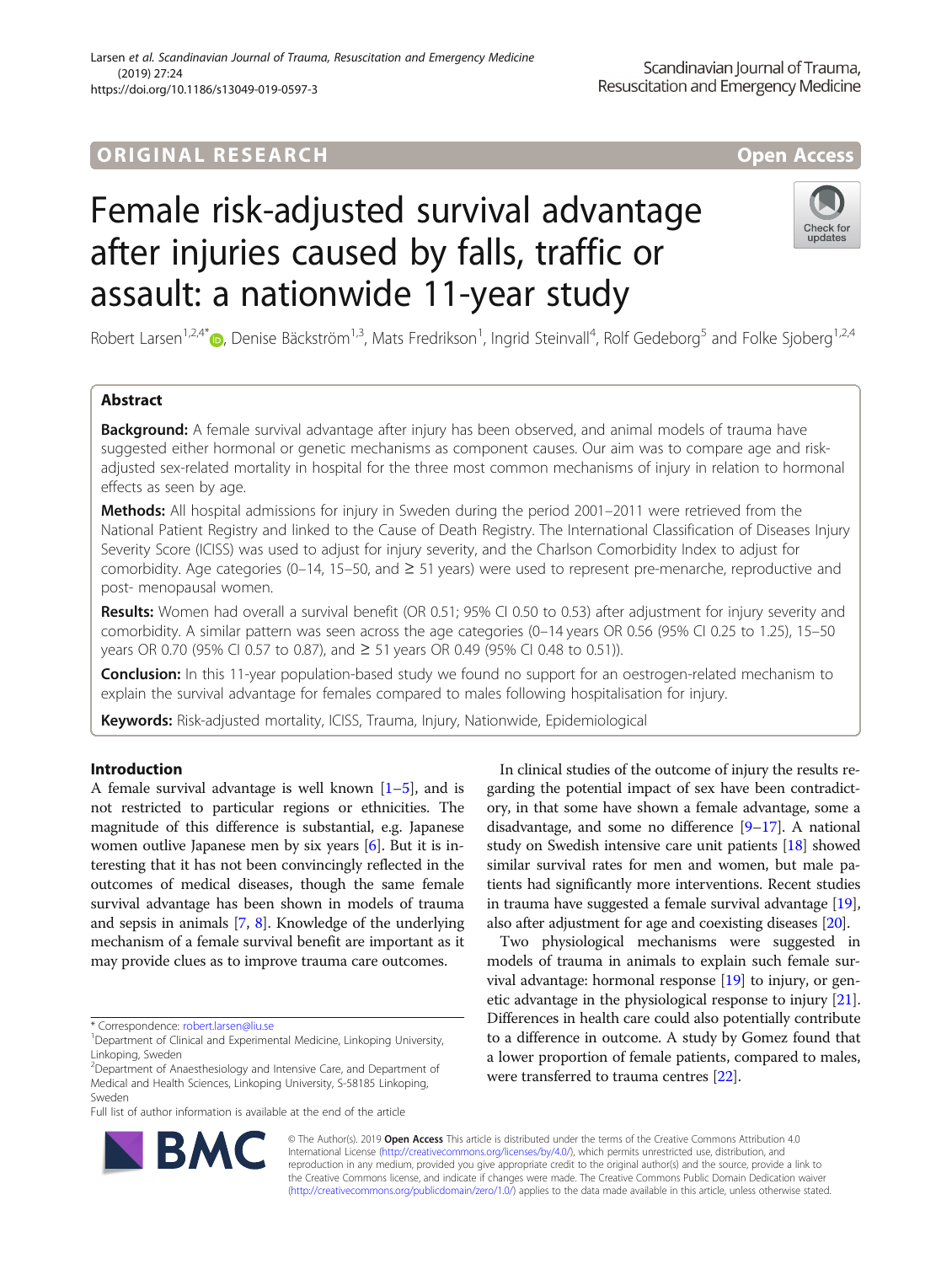ORIGINAL RESEARCH

Open Access

# Female risk-adjusted survival advantage after injuries caused by falls, traffic or assault: a nationwide 11-year study

Robert Larsen[1,2,4*], Denise Bäckström[1,3], Mats Fredrikson[1], Ingrid Steinvall[4], Rolf Gedeborg[5] and Folke Sjoberg[1,2,4]

## Abstract

**Background:** A female survival advantage after injury has been observed, and animal models of trauma have suggested either hormonal or genetic mechanisms as component causes. Our aim was to compare age and risk-adjusted sex-related mortality in hospital for the three most common mechanisms of injury in relation to hormonal effects as seen by age.

**Methods:** All hospital admissions for injury in Sweden during the period 2001–2011 were retrieved from the National Patient Registry and linked to the Cause of Death Registry. The International Classification of Diseases Injury Severity Score (ICISS) was used to adjust for injury severity, and the Charlson Comorbidity Index to adjust for comorbidity. Age categories (0–14, 15–50, and ≥ 51 years) were used to represent pre-menarche, reproductive and post- menopausal women.

**Results:** Women had overall a survival benefit (OR 0.51; 95% CI 0.50 to 0.53) after adjustment for injury severity and comorbidity. A similar pattern was seen across the age categories (0–14 years OR 0.56 (95% CI 0.25 to 1.25), 15–50 years OR 0.70 (95% CI 0.57 to 0.87), and ≥ 51 years OR 0.49 (95% CI 0.48 to 0.51)).

**Conclusion:** In this 11-year population-based study we found no support for an oestrogen-related mechanism to explain the survival advantage for females compared to males following hospitalisation for injury.

**Keywords:** Risk-adjusted mortality, ICISS, Trauma, Injury, Nationwide, Epidemiological

## Introduction

A female survival advantage is well known [1–5], and is not restricted to particular regions or ethnicities. The magnitude of this difference is substantial, e.g. Japanese women outlive Japanese men by six years [6]. But it is interesting that it has not been convincingly reflected in the outcomes of medical diseases, though the same female survival advantage has been shown in models of trauma and sepsis in animals [7, 8]. Knowledge of the underlying mechanism of a female survival benefit are important as it may provide clues as to improve trauma care outcomes.

In clinical studies of the outcome of injury the results regarding the potential impact of sex have been contradictory, in that some have shown a female advantage, some a disadvantage, and some no difference [9–17]. A national study on Swedish intensive care unit patients [18] showed similar survival rates for men and women, but male patients had significantly more interventions. Recent studies in trauma have suggested a female survival advantage [19], also after adjustment for age and coexisting diseases [20].

Two physiological mechanisms were suggested in models of trauma in animals to explain such female survival advantage: hormonal response [19] to injury, or genetic advantage in the physiological response to injury [21]. Differences in health care could also potentially contribute to a difference in outcome. A study by Gomez found that a lower proportion of female patients, compared to males, were transferred to trauma centres [22].

* Correspondence: robert.larsen@liu.se

[1] Department of Clinical and Experimental Medicine, Linkoping University, Linkoping, Sweden

[2] Department of Anaesthesiology and Intensive Care, and Department of Medical and Health Sciences, Linkoping University, S-58185 Linkoping, Sweden

Full list of author information is available at the end of the article

© The Author(s). 2019 **Open Access** This article is distributed under the terms of the Creative Commons Attribution 4.0 International License (http://creativecommons.org/licenses/by/4.0/), which permits unrestricted use, distribution, and reproduction in any medium, provided you give appropriate credit to the original author(s) and the source, provide a link to the Creative Commons license, and indicate if changes were made. The Creative Commons Public Domain Dedication waiver (http://creativecommons.org/publicdomain/zero/1.0/) applies to the data made available in this article, unless otherwise stated.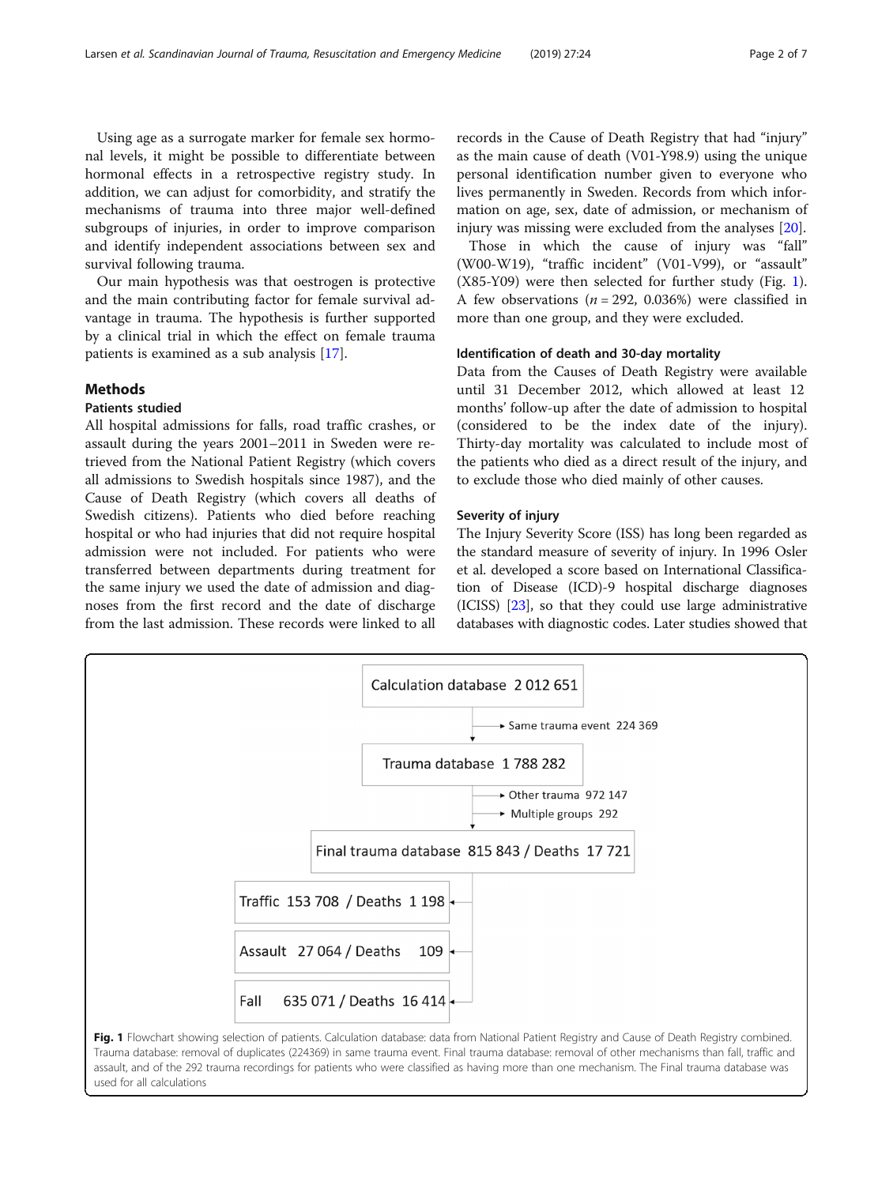Using age as a surrogate marker for female sex hormonal levels, it might be possible to differentiate between hormonal effects in a retrospective registry study. In addition, we can adjust for comorbidity, and stratify the mechanisms of trauma into three major well-defined subgroups of injuries, in order to improve comparison and identify independent associations between sex and survival following trauma.

Our main hypothesis was that oestrogen is protective and the main contributing factor for female survival advantage in trauma. The hypothesis is further supported by a clinical trial in which the effect on female trauma patients is examined as a sub analysis [17].

## Methods

### Patients studied

All hospital admissions for falls, road traffic crashes, or assault during the years 2001–2011 in Sweden were retrieved from the National Patient Registry (which covers all admissions to Swedish hospitals since 1987), and the Cause of Death Registry (which covers all deaths of Swedish citizens). Patients who died before reaching hospital or who had injuries that did not require hospital admission were not included. For patients who were transferred between departments during treatment for the same injury we used the date of admission and diagnoses from the first record and the date of discharge from the last admission. These records were linked to all records in the Cause of Death Registry that had "injury" as the main cause of death (V01-Y98.9) using the unique personal identification number given to everyone who lives permanently in Sweden. Records from which information on age, sex, date of admission, or mechanism of injury was missing were excluded from the analyses [20].

Those in which the cause of injury was "fall" (W00-W19), "traffic incident" (V01-V99), or "assault" (X85-Y09) were then selected for further study (Fig. 1). A few observations ($n = 292$, 0.036%) were classified in more than one group, and they were excluded.

### Identification of death and 30-day mortality

Data from the Causes of Death Registry were available until 31 December 2012, which allowed at least 12 months' follow-up after the date of admission to hospital (considered to be the index date of the injury). Thirty-day mortality was calculated to include most of the patients who died as a direct result of the injury, and to exclude those who died mainly of other causes.

### Severity of injury

The Injury Severity Score (ISS) has long been regarded as the standard measure of severity of injury. In 1996 Osler et al. developed a score based on International Classification of Disease (ICD)-9 hospital discharge diagnoses (ICISS) [23], so that they could use large administrative databases with diagnostic codes. Later studies showed that

Calculation database 2 012 651
→ Same trauma event 224 369
Trauma database 1 788 282
→ Other trauma 972 147
→ Multiple groups 292
Final trauma database 815 843 / Deaths 17 721
- Traffic 153 708 / Deaths 1 198
- Assault 27 064 / Deaths 109
- Fall 635 071 / Deaths 16 414

**Fig. 1** Flowchart showing selection of patients. Calculation database: data from National Patient Registry and Cause of Death Registry combined. Trauma database: removal of duplicates (224369) in same trauma event. Final trauma database: removal of other mechanisms than fall, traffic and assault, and of the 292 trauma recordings for patients who were classified as having more than one mechanism. The Final trauma database was used for all calculations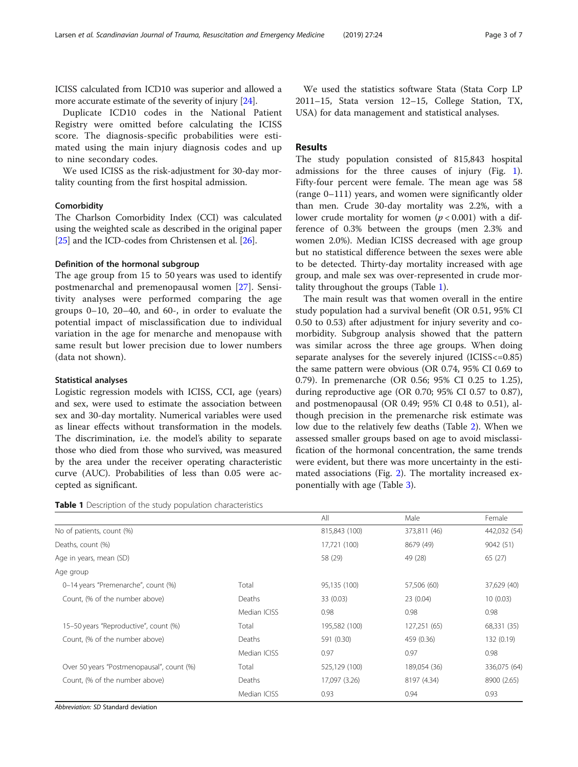ICISS calculated from ICD10 was superior and allowed a more accurate estimate of the severity of injury [24].

Duplicate ICD10 codes in the National Patient Registry were omitted before calculating the ICISS score. The diagnosis-specific probabilities were estimated using the main injury diagnosis codes and up to nine secondary codes.

We used ICISS as the risk-adjustment for 30-day mortality counting from the first hospital admission.

### Comorbidity

The Charlson Comorbidity Index (CCI) was calculated using the weighted scale as described in the original paper [25] and the ICD-codes from Christensen et al. [26].

### Definition of the hormonal subgroup

The age group from 15 to 50 years was used to identify postmenarchal and premenopausal women [27]. Sensitivity analyses were performed comparing the age groups 0–10, 20–40, and 60-, in order to evaluate the potential impact of misclassification due to individual variation in the age for menarche and menopause with same result but lower precision due to lower numbers (data not shown).

### Statistical analyses

Logistic regression models with ICISS, CCI, age (years) and sex, were used to estimate the association between sex and 30-day mortality. Numerical variables were used as linear effects without transformation in the models. The discrimination, i.e. the model's ability to separate those who died from those who survived, was measured by the area under the receiver operating characteristic curve (AUC). Probabilities of less than 0.05 were accepted as significant.

We used the statistics software Stata (Stata Corp LP 2011–15, Stata version 12–15, College Station, TX, USA) for data management and statistical analyses.

## Results

The study population consisted of 815,843 hospital admissions for the three causes of injury (Fig. 1). Fifty-four percent were female. The mean age was 58 (range 0–111) years, and women were significantly older than men. Crude 30-day mortality was 2.2%, with a lower crude mortality for women ($p < 0.001$) with a difference of 0.3% between the groups (men 2.3% and women 2.0%). Median ICISS decreased with age group but no statistical difference between the sexes were able to be detected. Thirty-day mortality increased with age group, and male sex was over-represented in crude mortality throughout the groups (Table 1).

The main result was that women overall in the entire study population had a survival benefit (OR 0.51, 95% CI 0.50 to 0.53) after adjustment for injury severity and co-morbidity. Subgroup analysis showed that the pattern was similar across the three age groups. When doing separate analyses for the severely injured (ICISS<=0.85) the same pattern were obvious (OR 0.74, 95% CI 0.69 to 0.79). In premenarche (OR 0.56; 95% CI 0.25 to 1.25), during reproductive age (OR 0.70; 95% CI 0.57 to 0.87), and postmenopausal (OR 0.49; 95% CI 0.48 to 0.51), although precision in the premenarche risk estimate was low due to the relatively few deaths (Table 2). When we assessed smaller groups based on age to avoid misclassification of the hormonal concentration, the same trends were evident, but there was more uncertainty in the estimated associations (Fig. 2). The mortality increased exponentially with age (Table 3).

**Table 1** Description of the study population characteristics

| | | All | Male | Female |
|---|---|---|---|---|
| No of patients, count (%) | | 815,843 (100) | 373,811 (46) | 442,032 (54) |
| Deaths, count (%) | | 17,721 (100) | 8679 (49) | 9042 (51) |
| Age in years, mean (SD) | | 58 (29) | 49 (28) | 65 (27) |
| Age group | | | | |
| 0–14 years "Premenarche", count (%) | Total | 95,135 (100) | 57,506 (60) | 37,629 (40) |
| Count, (% of the number above) | Deaths | 33 (0.03) | 23 (0.04) | 10 (0.03) |
| | Median ICISS | 0.98 | 0.98 | 0.98 |
| 15–50 years "Reproductive", count (%) | Total | 195,582 (100) | 127,251 (65) | 68,331 (35) |
| Count, (% of the number above) | Deaths | 591 (0.30) | 459 (0.36) | 132 (0.19) |
| | Median ICISS | 0.97 | 0.97 | 0.98 |
| Over 50 years "Postmenopausal", count (%) | Total | 525,129 (100) | 189,054 (36) | 336,075 (64) |
| Count, (% of the number above) | Deaths | 17,097 (3.26) | 8197 (4.34) | 8900 (2.65) |
| | Median ICISS | 0.93 | 0.94 | 0.93 |

*Abbreviation: SD* Standard deviation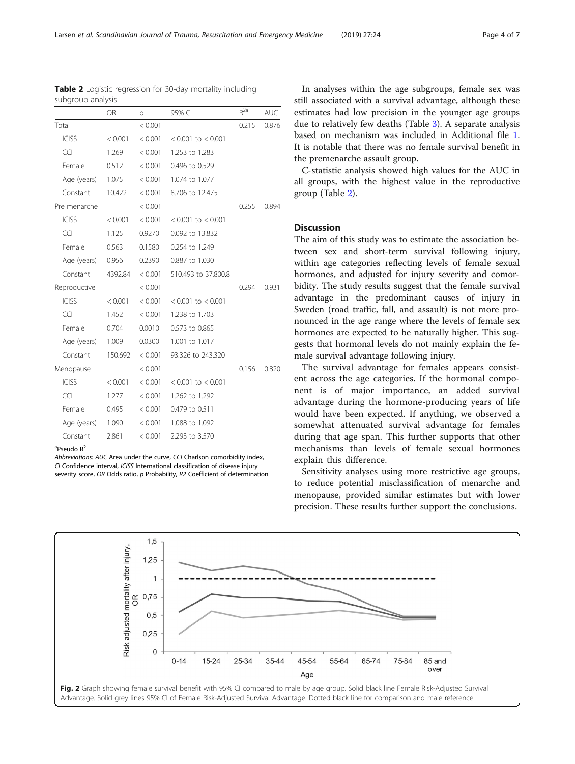**Table 2** Logistic regression for 30-day mortality including subgroup analysis

| | OR | p | 95% CI | $R^{2a}$ | AUC |
|---|---|---|---|---|---|
| Total | | < 0.001 | | 0.215 | 0.876 |
| ICISS | < 0.001 | < 0.001 | < 0.001 to < 0.001 | | |
| CCI | 1.269 | < 0.001 | 1.253 to 1.283 | | |
| Female | 0.512 | < 0.001 | 0.496 to 0.529 | | |
| Age (years) | 1.075 | < 0.001 | 1.074 to 1.077 | | |
| Constant | 10.422 | < 0.001 | 8.706 to 12.475 | | |
| Pre menarche | | < 0.001 | | 0.255 | 0.894 |
| ICISS | < 0.001 | < 0.001 | < 0.001 to < 0.001 | | |
| CCI | 1.125 | 0.9270 | 0.092 to 13.832 | | |
| Female | 0.563 | 0.1580 | 0.254 to 1.249 | | |
| Age (years) | 0.956 | 0.2390 | 0.887 to 1.030 | | |
| Constant | 4392.84 | < 0.001 | 510.493 to 37,800.8 | | |
| Reproductive | | < 0.001 | | 0.294 | 0.931 |
| ICISS | < 0.001 | < 0.001 | < 0.001 to < 0.001 | | |
| CCI | 1.452 | < 0.001 | 1.238 to 1.703 | | |
| Female | 0.704 | 0.0010 | 0.573 to 0.865 | | |
| Age (years) | 1.009 | 0.0300 | 1.001 to 1.017 | | |
| Constant | 150.692 | < 0.001 | 93.326 to 243.320 | | |
| Menopause | | < 0.001 | | 0.156 | 0.820 |
| ICISS | < 0.001 | < 0.001 | < 0.001 to < 0.001 | | |
| CCI | 1.277 | < 0.001 | 1.262 to 1.292 | | |
| Female | 0.495 | < 0.001 | 0.479 to 0.511 | | |
| Age (years) | 1.090 | < 0.001 | 1.088 to 1.092 | | |
| Constant | 2.861 | < 0.001 | 2.293 to 3.570 | | |

[a]Pseudo $R^2$

Abbreviations: *AUC* Area under the curve, *CCI* Charlson comorbidity index, *CI* Confidence interval, *ICISS* International classification of disease injury severity score, *OR* Odds ratio, *p* Probability, *R2* Coefficient of determination

In analyses within the age subgroups, female sex was still associated with a survival advantage, although these estimates had low precision in the younger age groups due to relatively few deaths (Table 3). A separate analysis based on mechanism was included in Additional file 1. It is notable that there was no female survival benefit in the premenarche assault group.

C-statistic analysis showed high values for the AUC in all groups, with the highest value in the reproductive group (Table 2).

## Discussion

The aim of this study was to estimate the association between sex and short-term survival following injury, within age categories reflecting levels of female sexual hormones, and adjusted for injury severity and comorbidity. The study results suggest that the female survival advantage in the predominant causes of injury in Sweden (road traffic, fall, and assault) is not more pronounced in the age range where the levels of female sex hormones are expected to be naturally higher. This suggests that hormonal levels do not mainly explain the female survival advantage following injury.

The survival advantage for females appears consistent across the age categories. If the hormonal component is of major importance, an added survival advantage during the hormone-producing years of life would have been expected. If anything, we observed a somewhat attenuated survival advantage for females during that age span. This further supports that other mechanisms than levels of female sexual hormones explain this difference.

Sensitivity analyses using more restrictive age groups, to reduce potential misclassification of menarche and menopause, provided similar estimates but with lower precision. These results further support the conclusions.

**Fig. 2** Graph showing female survival benefit with 95% CI compared to male by age group. Solid black line Female Risk-Adjusted Survival Advantage. Solid grey lines 95% CI of Female Risk-Adjusted Survival Advantage. Dotted black line for comparison and male reference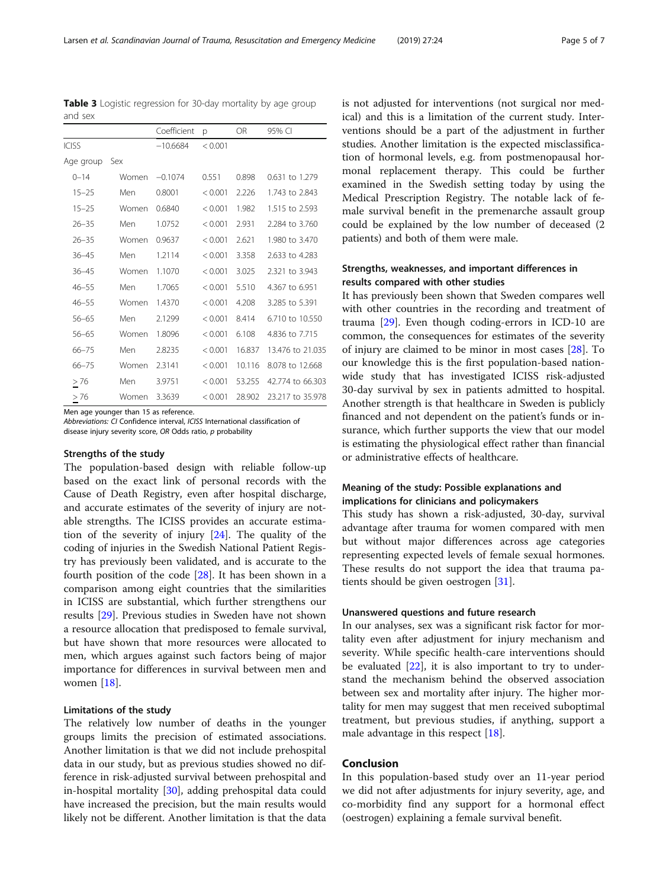**Table 3** Logistic regression for 30-day mortality by age group and sex

| | | Coefficient | p | OR | 95% CI |
|---|---|---|---|---|---|
| ICISS | | −10.6684 | < 0.001 | | |
| Age group | Sex | | | | |
| 0–14 | Women | −0.1074 | 0.551 | 0.898 | 0.631 to 1.279 |
| 15–25 | Men | 0.8001 | < 0.001 | 2.226 | 1.743 to 2.843 |
| 15–25 | Women | 0.6840 | < 0.001 | 1.982 | 1.515 to 2.593 |
| 26–35 | Men | 1.0752 | < 0.001 | 2.931 | 2.284 to 3.760 |
| 26–35 | Women | 0.9637 | < 0.001 | 2.621 | 1.980 to 3.470 |
| 36–45 | Men | 1.2114 | < 0.001 | 3.358 | 2.633 to 4.283 |
| 36–45 | Women | 1.1070 | < 0.001 | 3.025 | 2.321 to 3.943 |
| 46–55 | Men | 1.7065 | < 0.001 | 5.510 | 4.367 to 6.951 |
| 46–55 | Women | 1.4370 | < 0.001 | 4.208 | 3.285 to 5.391 |
| 56–65 | Men | 2.1299 | < 0.001 | 8.414 | 6.710 to 10.550 |
| 56–65 | Women | 1.8096 | < 0.001 | 6.108 | 4.836 to 7.715 |
| 66–75 | Men | 2.8235 | < 0.001 | 16.837 | 13.476 to 21.035 |
| 66–75 | Women | 2.3141 | < 0.001 | 10.116 | 8.078 to 12.668 |
| ≥76 | Men | 3.9751 | < 0.001 | 53.255 | 42.774 to 66.303 |
| ≥76 | Women | 3.3639 | < 0.001 | 28.902 | 23.217 to 35.978 |

Men age younger than 15 as reference.
*Abbreviations: CI* Confidence interval, *ICISS* International classification of disease injury severity score, *OR* Odds ratio, *p* probability

### Strengths of the study

The population-based design with reliable follow-up based on the exact link of personal records with the Cause of Death Registry, even after hospital discharge, and accurate estimates of the severity of injury are notable strengths. The ICISS provides an accurate estimation of the severity of injury [24]. The quality of the coding of injuries in the Swedish National Patient Registry has previously been validated, and is accurate to the fourth position of the code [28]. It has been shown in a comparison among eight countries that the similarities in ICISS are substantial, which further strengthens our results [29]. Previous studies in Sweden have not shown a resource allocation that predisposed to female survival, but have shown that more resources were allocated to men, which argues against such factors being of major importance for differences in survival between men and women [18].

### Limitations of the study

The relatively low number of deaths in the younger groups limits the precision of estimated associations. Another limitation is that we did not include prehospital data in our study, but as previous studies showed no difference in risk-adjusted survival between prehospital and in-hospital mortality [30], adding prehospital data could have increased the precision, but the main results would likely not be different. Another limitation is that the data is not adjusted for interventions (not surgical nor medical) and this is a limitation of the current study. Interventions should be a part of the adjustment in further studies. Another limitation is the expected misclassification of hormonal levels, e.g. from postmenopausal hormonal replacement therapy. This could be further examined in the Swedish setting today by using the Medical Prescription Registry. The notable lack of female survival benefit in the premenarche assault group could be explained by the low number of deceased (2 patients) and both of them were male.

### Strengths, weaknesses, and important differences in results compared with other studies

It has previously been shown that Sweden compares well with other countries in the recording and treatment of trauma [29]. Even though coding-errors in ICD-10 are common, the consequences for estimates of the severity of injury are claimed to be minor in most cases [28]. To our knowledge this is the first population-based nationwide study that has investigated ICISS risk-adjusted 30-day survival by sex in patients admitted to hospital. Another strength is that healthcare in Sweden is publicly financed and not dependent on the patient's funds or insurance, which further supports the view that our model is estimating the physiological effect rather than financial or administrative effects of healthcare.

### Meaning of the study: Possible explanations and implications for clinicians and policymakers

This study has shown a risk-adjusted, 30-day, survival advantage after trauma for women compared with men but without major differences across age categories representing expected levels of female sexual hormones. These results do not support the idea that trauma patients should be given oestrogen [31].

### Unanswered questions and future research

In our analyses, sex was a significant risk factor for mortality even after adjustment for injury mechanism and severity. While specific health-care interventions should be evaluated [22], it is also important to try to understand the mechanism behind the observed association between sex and mortality after injury. The higher mortality for men may suggest that men received suboptimal treatment, but previous studies, if anything, support a male advantage in this respect [18].

## Conclusion

In this population-based study over an 11-year period we did not after adjustments for injury severity, age, and co-morbidity find any support for a hormonal effect (oestrogen) explaining a female survival benefit.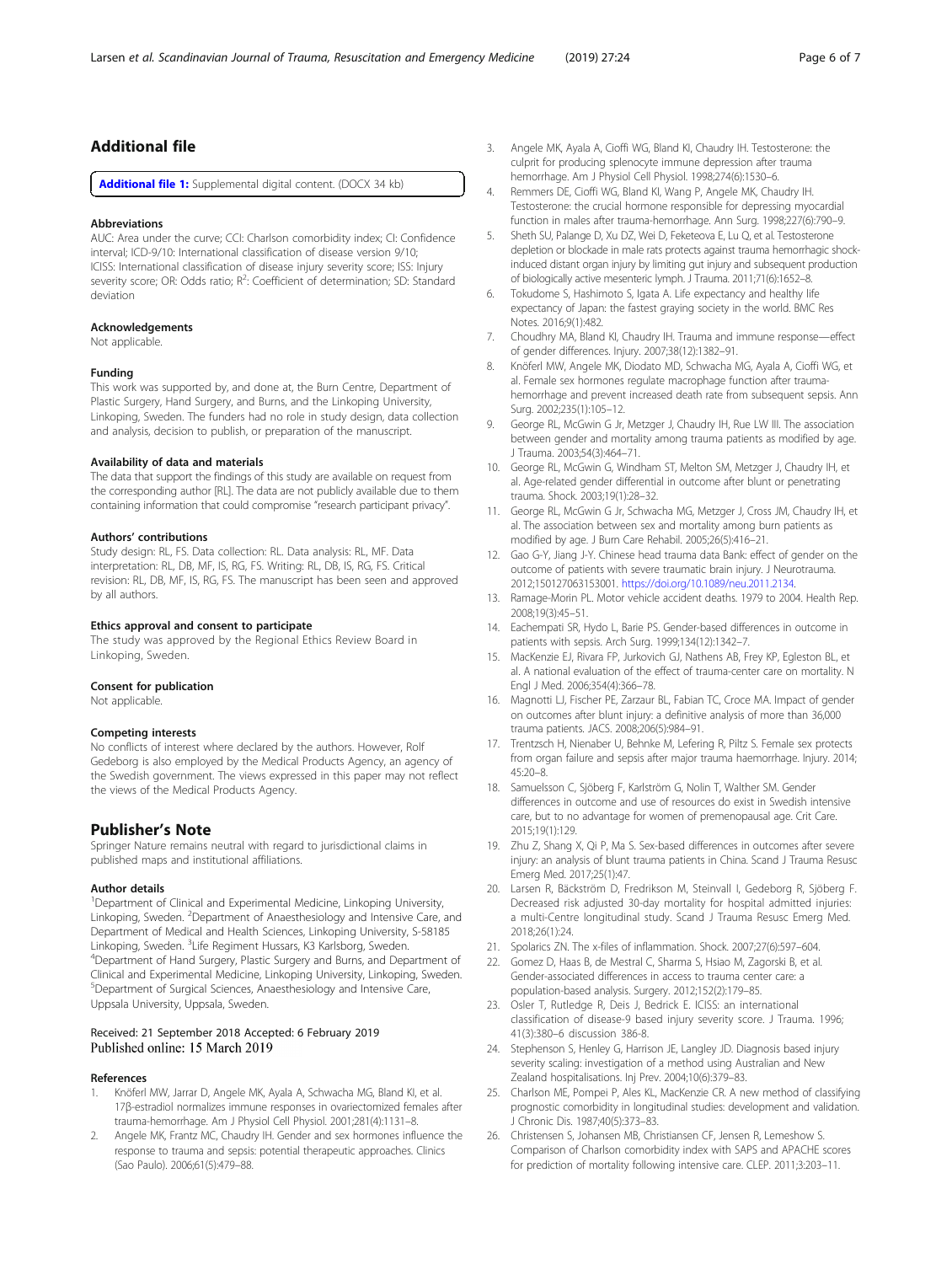## Additional file

**Additional file 1:** Supplemental digital content. (DOCX 34 kb)

### Abbreviations

AUC: Area under the curve; CCI: Charlson comorbidity index; CI: Confidence interval; ICD-9/10: International classification of disease version 9/10; ICISS: International classification of disease injury severity score; ISS: Injury severity score; OR: Odds ratio; $R^2$: Coefficient of determination; SD: Standard deviation

### Acknowledgements

Not applicable.

### Funding

This work was supported by, and done at, the Burn Centre, Department of Plastic Surgery, Hand Surgery, and Burns, and the Linkoping University, Linkoping, Sweden. The funders had no role in study design, data collection and analysis, decision to publish, or preparation of the manuscript.

### Availability of data and materials

The data that support the findings of this study are available on request from the corresponding author [RL]. The data are not publicly available due to them containing information that could compromise "research participant privacy".

### Authors' contributions

Study design: RL, FS. Data collection: RL. Data analysis: RL, MF. Data interpretation: RL, DB, MF, IS, RG, FS. Writing: RL, DB, IS, RG, FS. Critical revision: RL, DB, MF, IS, RG, FS. The manuscript has been seen and approved by all authors.

### Ethics approval and consent to participate

The study was approved by the Regional Ethics Review Board in Linkoping, Sweden.

### Consent for publication

Not applicable.

### Competing interests

No conflicts of interest where declared by the authors. However, Rolf Gedeborg is also employed by the Medical Products Agency, an agency of the Swedish government. The views expressed in this paper may not reflect the views of the Medical Products Agency.

## Publisher's Note

Springer Nature remains neutral with regard to jurisdictional claims in published maps and institutional affiliations.

### Author details

[1]Department of Clinical and Experimental Medicine, Linkoping University, Linkoping, Sweden. [2]Department of Anaesthesiology and Intensive Care, and Department of Medical and Health Sciences, Linkoping University, S-58185 Linkoping, Sweden. [3]Life Regiment Hussars, K3 Karlsborg, Sweden. [4]Department of Hand Surgery, Plastic Surgery and Burns, and Department of Clinical and Experimental Medicine, Linkoping University, Linkoping, Sweden. [5]Department of Surgical Sciences, Anaesthesiology and Intensive Care, Uppsala University, Uppsala, Sweden.

Received: 21 September 2018 Accepted: 6 February 2019
Published online: 15 March 2019

### References

1. Knöferl MW, Jarrar D, Angele MK, Ayala A, Schwacha MG, Bland KI, et al. 17β-estradiol normalizes immune responses in ovariectomized females after trauma-hemorrhage. Am J Physiol Cell Physiol. 2001;281(4):1131–8.
2. Angele MK, Frantz MC, Chaudry IH. Gender and sex hormones influence the response to trauma and sepsis: potential therapeutic approaches. Clinics (Sao Paulo). 2006;61(5):479–88.
3. Angele MK, Ayala A, Cioffi WG, Bland KI, Chaudry IH. Testosterone: the culprit for producing splenocyte immune depression after trauma hemorrhage. Am J Physiol Cell Physiol. 1998;274(6):1530–6.
4. Remmers DE, Cioffi WG, Bland KI, Wang P, Angele MK, Chaudry IH. Testosterone: the crucial hormone responsible for depressing myocardial function in males after trauma-hemorrhage. Ann Surg. 1998;227(6):790–9.
5. Sheth SU, Palange D, Xu DZ, Wei D, Feketeova E, Lu Q, et al. Testosterone depletion or blockade in male rats protects against trauma hemorrhagic shock-induced distant organ injury by limiting gut injury and subsequent production of biologically active mesenteric lymph. J Trauma. 2011;71(6):1652–8.
6. Tokudome S, Hashimoto S, Igata A. Life expectancy and healthy life expectancy of Japan: the fastest graying society in the world. BMC Res Notes. 2016;9(1):482.
7. Choudhry MA, Bland KI, Chaudry IH. Trauma and immune response—effect of gender differences. Injury. 2007;38(12):1382–91.
8. Knöferl MW, Angele MK, Diodato MD, Schwacha MG, Ayala A, Cioffi WG, et al. Female sex hormones regulate macrophage function after trauma-hemorrhage and prevent increased death rate from subsequent sepsis. Ann Surg. 2002;235(1):105–12.
9. George RL, McGwin G Jr, Metzger J, Chaudry IH, Rue LW III. The association between gender and mortality among trauma patients as modified by age. J Trauma. 2003;54(3):464–71.
10. George RL, McGwin G, Windham ST, Melton SM, Metzger J, Chaudry IH, et al. Age-related gender differential in outcome after blunt or penetrating trauma. Shock. 2003;19(1):28–32.
11. George RL, McGwin G Jr, Schwacha MG, Metzger J, Cross JM, Chaudry IH, et al. The association between sex and mortality among burn patients as modified by age. J Burn Care Rehabil. 2005;26(5):416–21.
12. Gao G-Y, Jiang J-Y. Chinese head trauma data Bank: effect of gender on the outcome of patients with severe traumatic brain injury. J Neurotrauma. 2012;150127063153001. https://doi.org/10.1089/neu.2011.2134.
13. Ramage-Morin PL. Motor vehicle accident deaths. 1979 to 2004. Health Rep. 2008;19(3):45–51.
14. Eachempati SR, Hydo L, Barie PS. Gender-based differences in outcome in patients with sepsis. Arch Surg. 1999;134(12):1342–7.
15. MacKenzie EJ, Rivara FP, Jurkovich GJ, Nathens AB, Frey KP, Egleston BL, et al. A national evaluation of the effect of trauma-center care on mortality. N Engl J Med. 2006;354(4):366–78.
16. Magnotti LJ, Fischer PE, Zarzaur BL, Fabian TC, Croce MA. Impact of gender on outcomes after blunt injury: a definitive analysis of more than 36,000 trauma patients. JACS. 2008;206(5):984–91.
17. Trentzsch H, Nienaber U, Behnke M, Lefering R, Piltz S. Female sex protects from organ failure and sepsis after major trauma haemorrhage. Injury. 2014; 45:20–8.
18. Samuelsson C, Sjöberg F, Karlström G, Nolin T, Walther SM. Gender differences in outcome and use of resources do exist in Swedish intensive care, but to no advantage for women of premenopausal age. Crit Care. 2015;19(1):129.
19. Zhu Z, Shang X, Qi P, Ma S. Sex-based differences in outcomes after severe injury: an analysis of blunt trauma patients in China. Scand J Trauma Resusc Emerg Med. 2017;25(1):47.
20. Larsen R, Bäckström D, Fredrikson M, Steinvall I, Gedeborg R, Sjöberg F. Decreased risk adjusted 30-day mortality for hospital admitted injuries: a multi-Centre longitudinal study. Scand J Trauma Resusc Emerg Med. 2018;26(1):24.
21. Spolarics ZN. The x-files of inflammation. Shock. 2007;27(6):597–604.
22. Gomez D, Haas B, de Mestral C, Sharma S, Hsiao M, Zagorski B, et al. Gender-associated differences in access to trauma center care: a population-based analysis. Surgery. 2012;152(2):179–85.
23. Osler T, Rutledge R, Deis J, Bedrick E. ICISS: an international classification of disease-9 based injury severity score. J Trauma. 1996; 41(3):380–6 discussion 386-8.
24. Stephenson S, Henley G, Harrison JE, Langley JD. Diagnosis based injury severity scaling: investigation of a method using Australian and New Zealand hospitalisations. Inj Prev. 2004;10(6):379–83.
25. Charlson ME, Pompei P, Ales KL, MacKenzie CR. A new method of classifying prognostic comorbidity in longitudinal studies: development and validation. J Chronic Dis. 1987;40(5):373–83.
26. Christensen S, Johansen MB, Christiansen CF, Jensen R, Lemeshow S. Comparison of Charlson comorbidity index with SAPS and APACHE scores for prediction of mortality following intensive care. CLEP. 2011;3:203–11.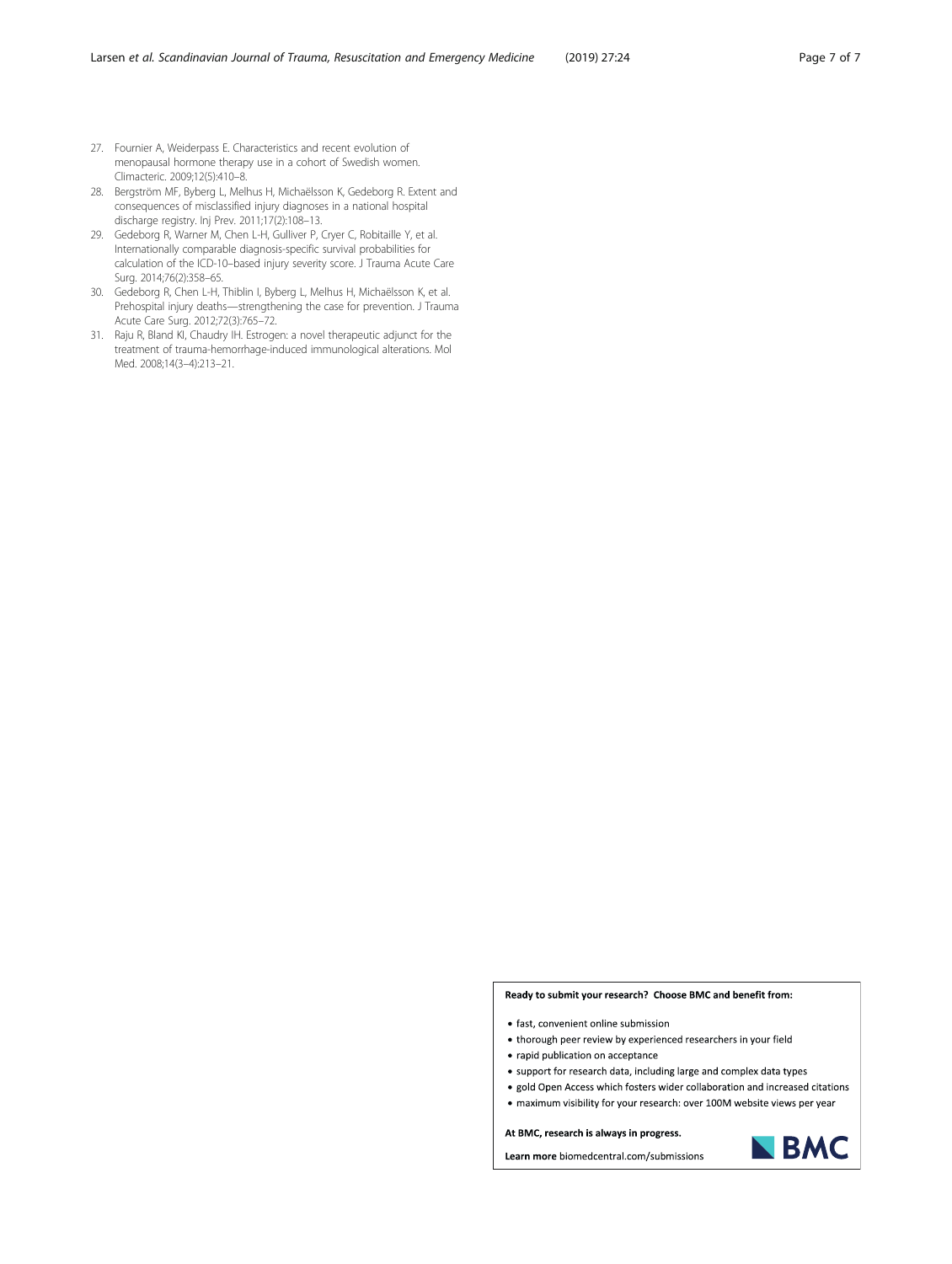27. Fournier A, Weiderpass E. Characteristics and recent evolution of menopausal hormone therapy use in a cohort of Swedish women. Climacteric. 2009;12(5):410–8.
28. Bergström MF, Byberg L, Melhus H, Michaëlsson K, Gedeborg R. Extent and consequences of misclassified injury diagnoses in a national hospital discharge registry. Inj Prev. 2011;17(2):108–13.
29. Gedeborg R, Warner M, Chen L-H, Gulliver P, Cryer C, Robitaille Y, et al. Internationally comparable diagnosis-specific survival probabilities for calculation of the ICD-10–based injury severity score. J Trauma Acute Care Surg. 2014;76(2):358–65.
30. Gedeborg R, Chen L-H, Thiblin I, Byberg L, Melhus H, Michaëlsson K, et al. Prehospital injury deaths—strengthening the case for prevention. J Trauma Acute Care Surg. 2012;72(3):765–72.
31. Raju R, Bland KI, Chaudry IH. Estrogen: a novel therapeutic adjunct for the treatment of trauma-hemorrhage-induced immunological alterations. Mol Med. 2008;14(3–4):213–21.

**Ready to submit your research? Choose BMC and benefit from:**

- fast, convenient online submission
- thorough peer review by experienced researchers in your field
- rapid publication on acceptance
- support for research data, including large and complex data types
- gold Open Access which fosters wider collaboration and increased citations
- maximum visibility for your research: over 100M website views per year

**At BMC, research is always in progress.**

**Learn more** biomedcentral.com/submissions

BMC